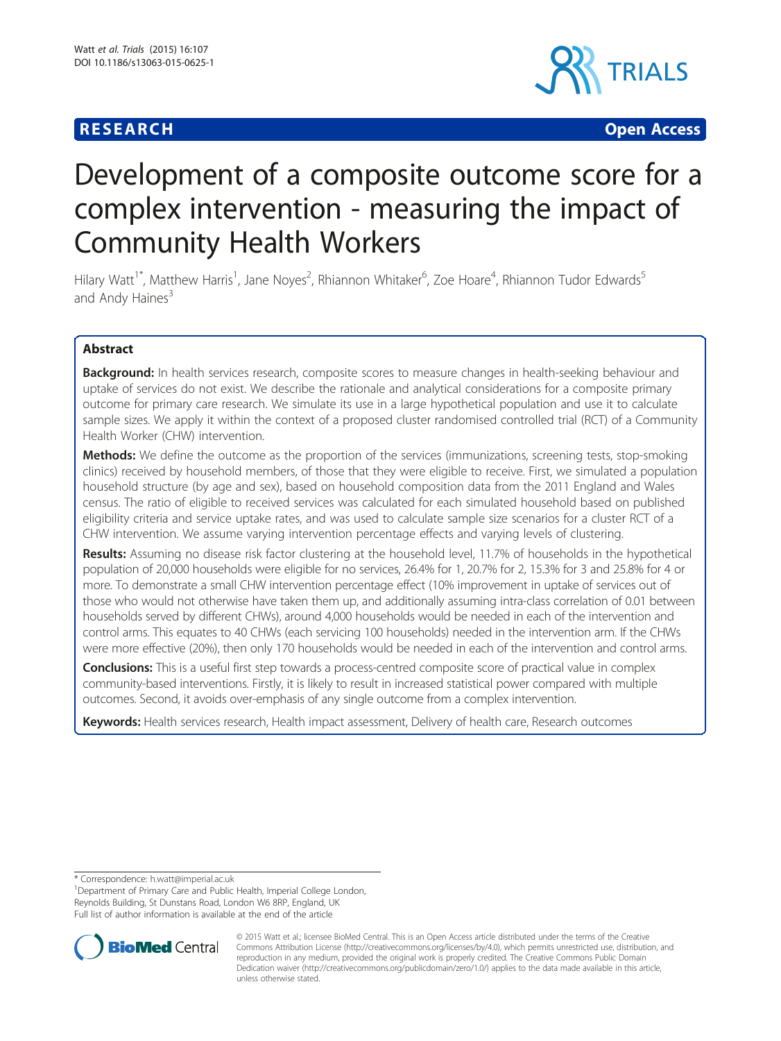**RESEARCH** **Open Access**

# Development of a composite outcome score for a complex intervention - measuring the impact of Community Health Workers

Hilary Watt[1*], Matthew Harris[1], Jane Noyes[2], Rhiannon Whitaker[6], Zoe Hoare[4], Rhiannon Tudor Edwards[5] and Andy Haines[3]

## Abstract

**Background:** In health services research, composite scores to measure changes in health-seeking behaviour and uptake of services do not exist. We describe the rationale and analytical considerations for a composite primary outcome for primary care research. We simulate its use in a large hypothetical population and use it to calculate sample sizes. We apply it within the context of a proposed cluster randomised controlled trial (RCT) of a Community Health Worker (CHW) intervention.

**Methods:** We define the outcome as the proportion of the services (immunizations, screening tests, stop-smoking clinics) received by household members, of those that they were eligible to receive. First, we simulated a population household structure (by age and sex), based on household composition data from the 2011 England and Wales census. The ratio of eligible to received services was calculated for each simulated household based on published eligibility criteria and service uptake rates, and was used to calculate sample size scenarios for a cluster RCT of a CHW intervention. We assume varying intervention percentage effects and varying levels of clustering.

**Results:** Assuming no disease risk factor clustering at the household level, 11.7% of households in the hypothetical population of 20,000 households were eligible for no services, 26.4% for 1, 20.7% for 2, 15.3% for 3 and 25.8% for 4 or more. To demonstrate a small CHW intervention percentage effect (10% improvement in uptake of services out of those who would not otherwise have taken them up, and additionally assuming intra-class correlation of 0.01 between households served by different CHWs), around 4,000 households would be needed in each of the intervention and control arms. This equates to 40 CHWs (each servicing 100 households) needed in the intervention arm. If the CHWs were more effective (20%), then only 170 households would be needed in each of the intervention and control arms.

**Conclusions:** This is a useful first step towards a process-centred composite score of practical value in complex community-based interventions. Firstly, it is likely to result in increased statistical power compared with multiple outcomes. Second, it avoids over-emphasis of any single outcome from a complex intervention.

**Keywords:** Health services research, Health impact assessment, Delivery of health care, Research outcomes

\* Correspondence: h.watt@imperial.ac.uk
[1]Department of Primary Care and Public Health, Imperial College London, Reynolds Building, St Dunstans Road, London W6 8RP, England, UK
Full list of author information is available at the end of the article

© 2015 Watt et al.; licensee BioMed Central. This is an Open Access article distributed under the terms of the Creative Commons Attribution License (http://creativecommons.org/licenses/by/4.0), which permits unrestricted use, distribution, and reproduction in any medium, provided the original work is properly credited. The Creative Commons Public Domain Dedication waiver (http://creativecommons.org/publicdomain/zero/1.0/) applies to the data made available in this article, unless otherwise stated.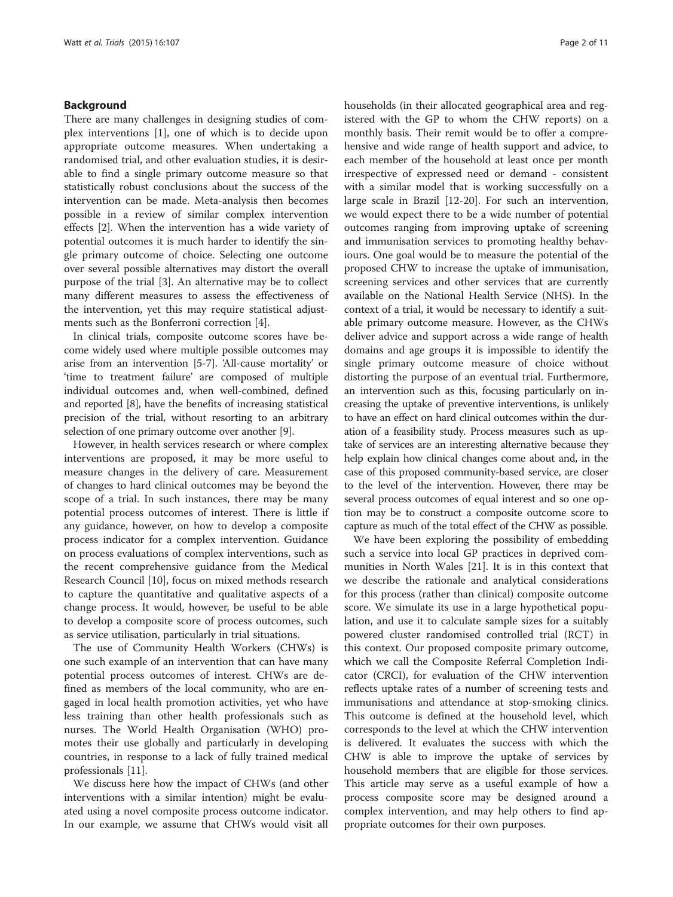## Background

There are many challenges in designing studies of complex interventions [1], one of which is to decide upon appropriate outcome measures. When undertaking a randomised trial, and other evaluation studies, it is desirable to find a single primary outcome measure so that statistically robust conclusions about the success of the intervention can be made. Meta-analysis then becomes possible in a review of similar complex intervention effects [2]. When the intervention has a wide variety of potential outcomes it is much harder to identify the single primary outcome of choice. Selecting one outcome over several possible alternatives may distort the overall purpose of the trial [3]. An alternative may be to collect many different measures to assess the effectiveness of the intervention, yet this may require statistical adjustments such as the Bonferroni correction [4].

In clinical trials, composite outcome scores have become widely used where multiple possible outcomes may arise from an intervention [5-7]. 'All-cause mortality' or 'time to treatment failure' are composed of multiple individual outcomes and, when well-combined, defined and reported [8], have the benefits of increasing statistical precision of the trial, without resorting to an arbitrary selection of one primary outcome over another [9].

However, in health services research or where complex interventions are proposed, it may be more useful to measure changes in the delivery of care. Measurement of changes to hard clinical outcomes may be beyond the scope of a trial. In such instances, there may be many potential process outcomes of interest. There is little if any guidance, however, on how to develop a composite process indicator for a complex intervention. Guidance on process evaluations of complex interventions, such as the recent comprehensive guidance from the Medical Research Council [10], focus on mixed methods research to capture the quantitative and qualitative aspects of a change process. It would, however, be useful to be able to develop a composite score of process outcomes, such as service utilisation, particularly in trial situations.

The use of Community Health Workers (CHWs) is one such example of an intervention that can have many potential process outcomes of interest. CHWs are defined as members of the local community, who are engaged in local health promotion activities, yet who have less training than other health professionals such as nurses. The World Health Organisation (WHO) promotes their use globally and particularly in developing countries, in response to a lack of fully trained medical professionals [11].

We discuss here how the impact of CHWs (and other interventions with a similar intention) might be evaluated using a novel composite process outcome indicator. In our example, we assume that CHWs would visit all households (in their allocated geographical area and registered with the GP to whom the CHW reports) on a monthly basis. Their remit would be to offer a comprehensive and wide range of health support and advice, to each member of the household at least once per month irrespective of expressed need or demand - consistent with a similar model that is working successfully on a large scale in Brazil [12-20]. For such an intervention, we would expect there to be a wide number of potential outcomes ranging from improving uptake of screening and immunisation services to promoting healthy behaviours. One goal would be to measure the potential of the proposed CHW to increase the uptake of immunisation, screening services and other services that are currently available on the National Health Service (NHS). In the context of a trial, it would be necessary to identify a suitable primary outcome measure. However, as the CHWs deliver advice and support across a wide range of health domains and age groups it is impossible to identify the single primary outcome measure of choice without distorting the purpose of an eventual trial. Furthermore, an intervention such as this, focusing particularly on increasing the uptake of preventive interventions, is unlikely to have an effect on hard clinical outcomes within the duration of a feasibility study. Process measures such as uptake of services are an interesting alternative because they help explain how clinical changes come about and, in the case of this proposed community-based service, are closer to the level of the intervention. However, there may be several process outcomes of equal interest and so one option may be to construct a composite outcome score to capture as much of the total effect of the CHW as possible.

We have been exploring the possibility of embedding such a service into local GP practices in deprived communities in North Wales [21]. It is in this context that we describe the rationale and analytical considerations for this process (rather than clinical) composite outcome score. We simulate its use in a large hypothetical population, and use it to calculate sample sizes for a suitably powered cluster randomised controlled trial (RCT) in this context. Our proposed composite primary outcome, which we call the Composite Referral Completion Indicator (CRCI), for evaluation of the CHW intervention reflects uptake rates of a number of screening tests and immunisations and attendance at stop-smoking clinics. This outcome is defined at the household level, which corresponds to the level at which the CHW intervention is delivered. It evaluates the success with which the CHW is able to improve the uptake of services by household members that are eligible for those services. This article may serve as a useful example of how a process composite score may be designed around a complex intervention, and may help others to find appropriate outcomes for their own purposes.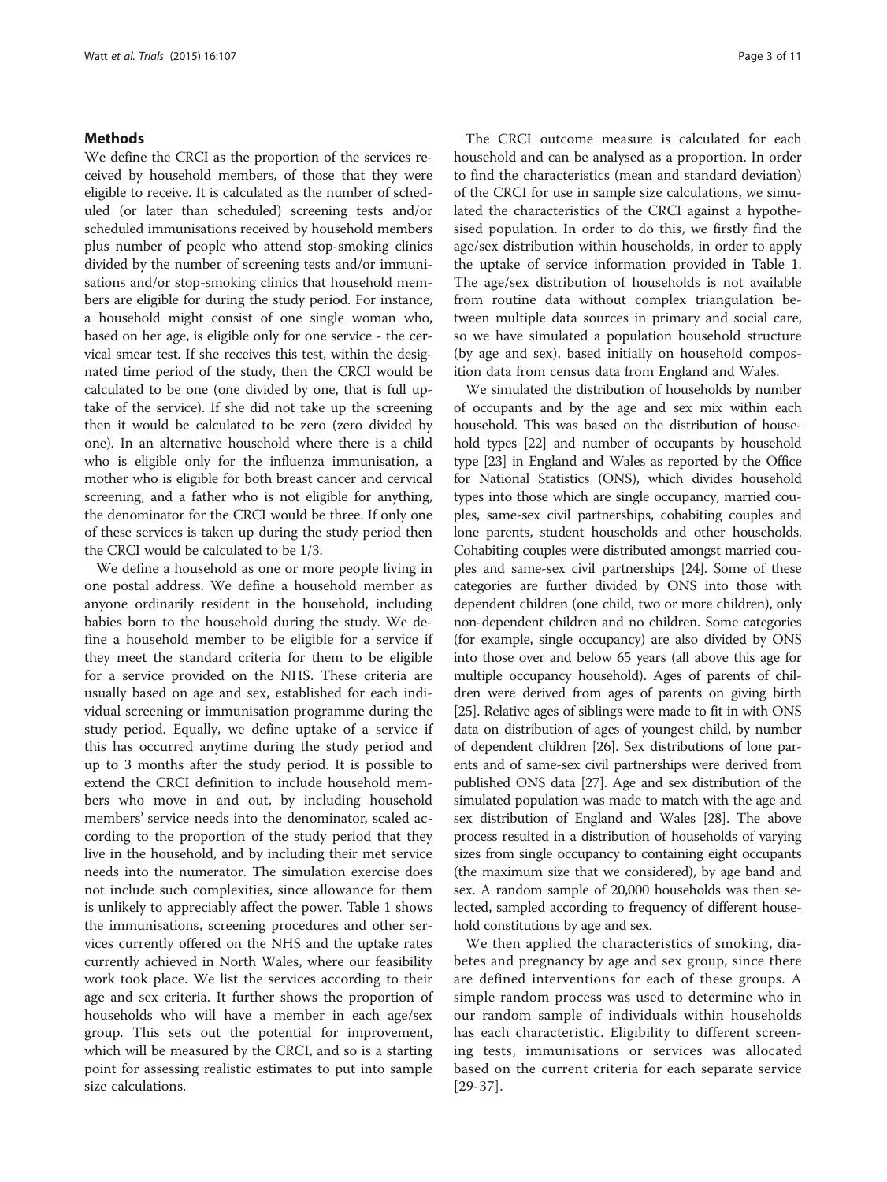## Methods

We define the CRCI as the proportion of the services received by household members, of those that they were eligible to receive. It is calculated as the number of scheduled (or later than scheduled) screening tests and/or scheduled immunisations received by household members plus number of people who attend stop-smoking clinics divided by the number of screening tests and/or immunisations and/or stop-smoking clinics that household members are eligible for during the study period. For instance, a household might consist of one single woman who, based on her age, is eligible only for one service - the cervical smear test. If she receives this test, within the designated time period of the study, then the CRCI would be calculated to be one (one divided by one, that is full uptake of the service). If she did not take up the screening then it would be calculated to be zero (zero divided by one). In an alternative household where there is a child who is eligible only for the influenza immunisation, a mother who is eligible for both breast cancer and cervical screening, and a father who is not eligible for anything, the denominator for the CRCI would be three. If only one of these services is taken up during the study period then the CRCI would be calculated to be 1/3.

We define a household as one or more people living in one postal address. We define a household member as anyone ordinarily resident in the household, including babies born to the household during the study. We define a household member to be eligible for a service if they meet the standard criteria for them to be eligible for a service provided on the NHS. These criteria are usually based on age and sex, established for each individual screening or immunisation programme during the study period. Equally, we define uptake of a service if this has occurred anytime during the study period and up to 3 months after the study period. It is possible to extend the CRCI definition to include household members who move in and out, by including household members' service needs into the denominator, scaled according to the proportion of the study period that they live in the household, and by including their met service needs into the numerator. The simulation exercise does not include such complexities, since allowance for them is unlikely to appreciably affect the power. Table 1 shows the immunisations, screening procedures and other services currently offered on the NHS and the uptake rates currently achieved in North Wales, where our feasibility work took place. We list the services according to their age and sex criteria. It further shows the proportion of households who will have a member in each age/sex group. This sets out the potential for improvement, which will be measured by the CRCI, and so is a starting point for assessing realistic estimates to put into sample size calculations.

The CRCI outcome measure is calculated for each household and can be analysed as a proportion. In order to find the characteristics (mean and standard deviation) of the CRCI for use in sample size calculations, we simulated the characteristics of the CRCI against a hypothesised population. In order to do this, we firstly find the age/sex distribution within households, in order to apply the uptake of service information provided in Table 1. The age/sex distribution of households is not available from routine data without complex triangulation between multiple data sources in primary and social care, so we have simulated a population household structure (by age and sex), based initially on household composition data from census data from England and Wales.

We simulated the distribution of households by number of occupants and by the age and sex mix within each household. This was based on the distribution of household types [22] and number of occupants by household type [23] in England and Wales as reported by the Office for National Statistics (ONS), which divides household types into those which are single occupancy, married couples, same-sex civil partnerships, cohabiting couples and lone parents, student households and other households. Cohabiting couples were distributed amongst married couples and same-sex civil partnerships [24]. Some of these categories are further divided by ONS into those with dependent children (one child, two or more children), only non-dependent children and no children. Some categories (for example, single occupancy) are also divided by ONS into those over and below 65 years (all above this age for multiple occupancy household). Ages of parents of children were derived from ages of parents on giving birth [25]. Relative ages of siblings were made to fit in with ONS data on distribution of ages of youngest child, by number of dependent children [26]. Sex distributions of lone parents and of same-sex civil partnerships were derived from published ONS data [27]. Age and sex distribution of the simulated population was made to match with the age and sex distribution of England and Wales [28]. The above process resulted in a distribution of households of varying sizes from single occupancy to containing eight occupants (the maximum size that we considered), by age band and sex. A random sample of 20,000 households was then selected, sampled according to frequency of different household constitutions by age and sex.

We then applied the characteristics of smoking, diabetes and pregnancy by age and sex group, since there are defined interventions for each of these groups. A simple random process was used to determine who in our random sample of individuals within households has each characteristic. Eligibility to different screening tests, immunisations or services was allocated based on the current criteria for each separate service [29-37].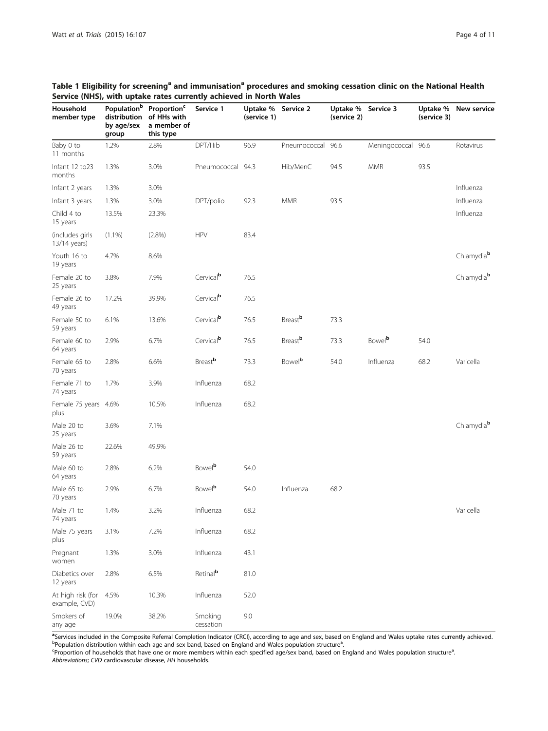**Table 1 Eligibility for screening[a] and immunisation[a] procedures and smoking cessation clinic on the National Health Service (NHS), with uptake rates currently achieved in North Wales**

| Household member type | Population[b] distribution by age/sex group | Proportion[c] of HHs with a member of this type | Service 1 | Uptake % (service 1) | Service 2 | Uptake % (service 2) | Service 3 | Uptake % (service 3) | New service |
|---|---|---|---|---|---|---|---|---|---|
| Baby 0 to 11 months | 1.2% | 2.8% | DPT/Hib | 96.9 | Pneumococcal | 96.6 | Meningococcal | 96.6 | Rotavirus |
| Infant 12 to23 months | 1.3% | 3.0% | Pneumococcal | 94.3 | Hib/MenC | 94.5 | MMR | 93.5 | |
| Infant 2 years | 1.3% | 3.0% | | | | | | | Influenza |
| Infant 3 years | 1.3% | 3.0% | DPT/polio | 92.3 | MMR | 93.5 | | | Influenza |
| Child 4 to 15 years | 13.5% | 23.3% | | | | | | | Influenza |
| (includes girls 13/14 years) | (1.1%) | (2.8%) | HPV | 83.4 | | | | | |
| Youth 16 to 19 years | 4.7% | 8.6% | | | | | | | Chlamydia[b] |
| Female 20 to 25 years | 3.8% | 7.9% | Cervical[b] | 76.5 | | | | | Chlamydia[b] |
| Female 26 to 49 years | 17.2% | 39.9% | Cervical[b] | 76.5 | | | | | |
| Female 50 to 59 years | 6.1% | 13.6% | Cervical[b] | 76.5 | Breast[b] | 73.3 | | | |
| Female 60 to 64 years | 2.9% | 6.7% | Cervical[b] | 76.5 | Breast[b] | 73.3 | Bowel[b] | 54.0 | |
| Female 65 to 70 years | 2.8% | 6.6% | Breast[b] | 73.3 | Bowel[b] | 54.0 | Influenza | 68.2 | Varicella |
| Female 71 to 74 years | 1.7% | 3.9% | Influenza | 68.2 | | | | | |
| Female 75 years plus | 4.6% | 10.5% | Influenza | 68.2 | | | | | |
| Male 20 to 25 years | 3.6% | 7.1% | | | | | | | Chlamydia[b] |
| Male 26 to 59 years | 22.6% | 49.9% | | | | | | | |
| Male 60 to 64 years | 2.8% | 6.2% | Bowel[b] | 54.0 | | | | | |
| Male 65 to 70 years | 2.9% | 6.7% | Bowel[b] | 54.0 | Influenza | 68.2 | | | |
| Male 71 to 74 years | 1.4% | 3.2% | Influenza | 68.2 | | | | | Varicella |
| Male 75 years plus | 3.1% | 7.2% | Influenza | 68.2 | | | | | |
| Pregnant women | 1.3% | 3.0% | Influenza | 43.1 | | | | | |
| Diabetics over 12 years | 2.8% | 6.5% | Retinal[b] | 81.0 | | | | | |
| At high risk (for example, CVD) | 4.5% | 10.3% | Influenza | 52.0 | | | | | |
| Smokers of any age | 19.0% | 38.2% | Smoking cessation | 9.0 | | | | | |

[a]Services included in the Composite Referral Completion Indicator (CRCI), according to age and sex, based on England and Wales uptake rates currently achieved.
[b]Population distribution within each age and sex band, based on England and Wales population structure[a].
[c]Proportion of households that have one or more members within each specified age/sex band, based on England and Wales population structure[a].
*Abbreviations*; *CVD* cardiovascular disease, *HH* households.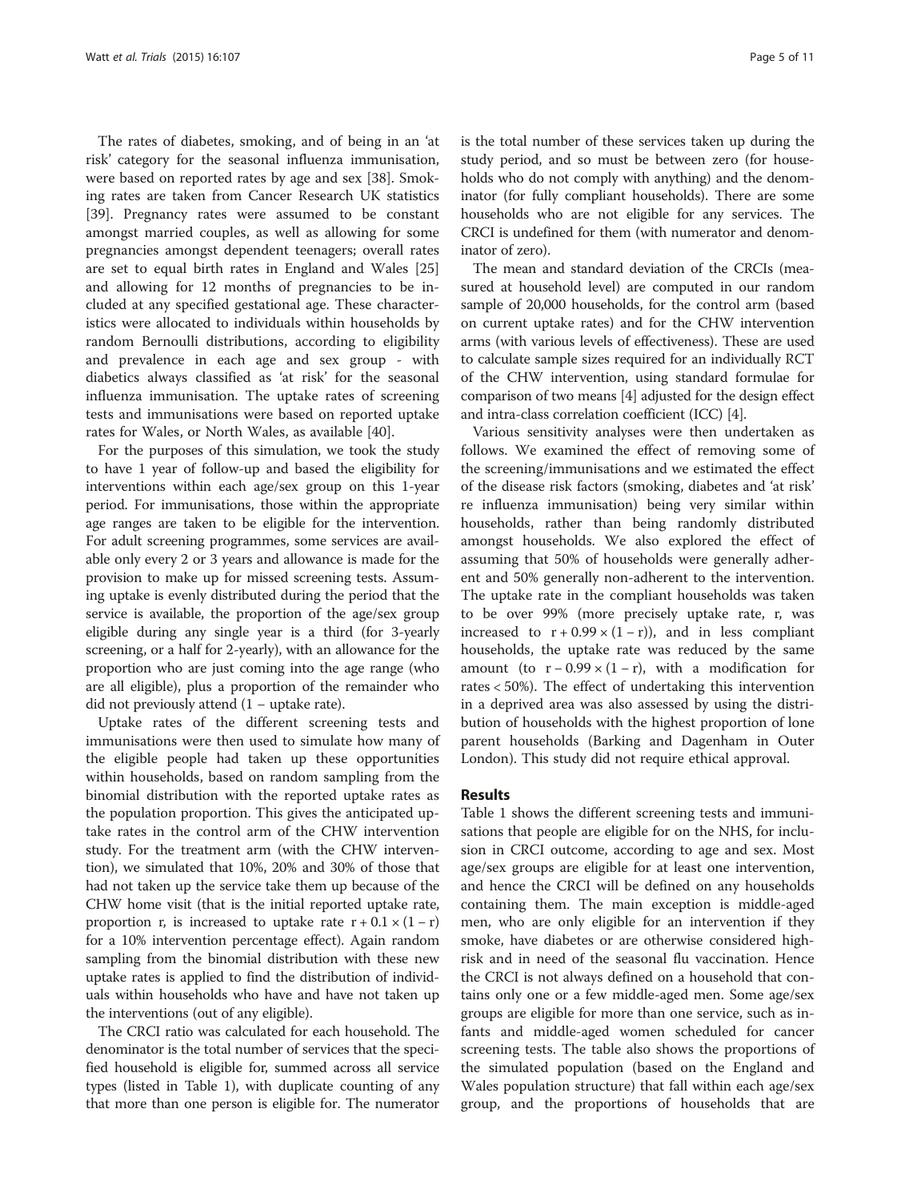The rates of diabetes, smoking, and of being in an 'at risk' category for the seasonal influenza immunisation, were based on reported rates by age and sex [38]. Smoking rates are taken from Cancer Research UK statistics [39]. Pregnancy rates were assumed to be constant amongst married couples, as well as allowing for some pregnancies amongst dependent teenagers; overall rates are set to equal birth rates in England and Wales [25] and allowing for 12 months of pregnancies to be included at any specified gestational age. These characteristics were allocated to individuals within households by random Bernoulli distributions, according to eligibility and prevalence in each age and sex group - with diabetics always classified as 'at risk' for the seasonal influenza immunisation. The uptake rates of screening tests and immunisations were based on reported uptake rates for Wales, or North Wales, as available [40].

For the purposes of this simulation, we took the study to have 1 year of follow-up and based the eligibility for interventions within each age/sex group on this 1-year period. For immunisations, those within the appropriate age ranges are taken to be eligible for the intervention. For adult screening programmes, some services are available only every 2 or 3 years and allowance is made for the provision to make up for missed screening tests. Assuming uptake is evenly distributed during the period that the service is available, the proportion of the age/sex group eligible during any single year is a third (for 3-yearly screening, or a half for 2-yearly), with an allowance for the proportion who are just coming into the age range (who are all eligible), plus a proportion of the remainder who did not previously attend (1 – uptake rate).

Uptake rates of the different screening tests and immunisations were then used to simulate how many of the eligible people had taken up these opportunities within households, based on random sampling from the binomial distribution with the reported uptake rates as the population proportion. This gives the anticipated uptake rates in the control arm of the CHW intervention study. For the treatment arm (with the CHW intervention), we simulated that 10%, 20% and 30% of those that had not taken up the service take them up because of the CHW home visit (that is the initial reported uptake rate, proportion r, is increased to uptake rate $r + 0.1 \times (1 - r)$ for a 10% intervention percentage effect). Again random sampling from the binomial distribution with these new uptake rates is applied to find the distribution of individuals within households who have and have not taken up the interventions (out of any eligible).

The CRCI ratio was calculated for each household. The denominator is the total number of services that the specified household is eligible for, summed across all service types (listed in Table 1), with duplicate counting of any that more than one person is eligible for. The numerator is the total number of these services taken up during the study period, and so must be between zero (for households who do not comply with anything) and the denominator (for fully compliant households). There are some households who are not eligible for any services. The CRCI is undefined for them (with numerator and denominator of zero).

The mean and standard deviation of the CRCIs (measured at household level) are computed in our random sample of 20,000 households, for the control arm (based on current uptake rates) and for the CHW intervention arms (with various levels of effectiveness). These are used to calculate sample sizes required for an individually RCT of the CHW intervention, using standard formulae for comparison of two means [4] adjusted for the design effect and intra-class correlation coefficient (ICC) [4].

Various sensitivity analyses were then undertaken as follows. We examined the effect of removing some of the screening/immunisations and we estimated the effect of the disease risk factors (smoking, diabetes and 'at risk' re influenza immunisation) being very similar within households, rather than being randomly distributed amongst households. We also explored the effect of assuming that 50% of households were generally adherent and 50% generally non-adherent to the intervention. The uptake rate in the compliant households was taken to be over 99% (more precisely uptake rate, r, was increased to $r + 0.99 \times (1 - r)$), and in less compliant households, the uptake rate was reduced by the same amount (to $r - 0.99 \times (1 - r)$, with a modification for rates < 50%). The effect of undertaking this intervention in a deprived area was also assessed by using the distribution of households with the highest proportion of lone parent households (Barking and Dagenham in Outer London). This study did not require ethical approval.

## Results

Table 1 shows the different screening tests and immunisations that people are eligible for on the NHS, for inclusion in CRCI outcome, according to age and sex. Most age/sex groups are eligible for at least one intervention, and hence the CRCI will be defined on any households containing them. The main exception is middle-aged men, who are only eligible for an intervention if they smoke, have diabetes or are otherwise considered high-risk and in need of the seasonal flu vaccination. Hence the CRCI is not always defined on a household that contains only one or a few middle-aged men. Some age/sex groups are eligible for more than one service, such as infants and middle-aged women scheduled for cancer screening tests. The table also shows the proportions of the simulated population (based on the England and Wales population structure) that fall within each age/sex group, and the proportions of households that are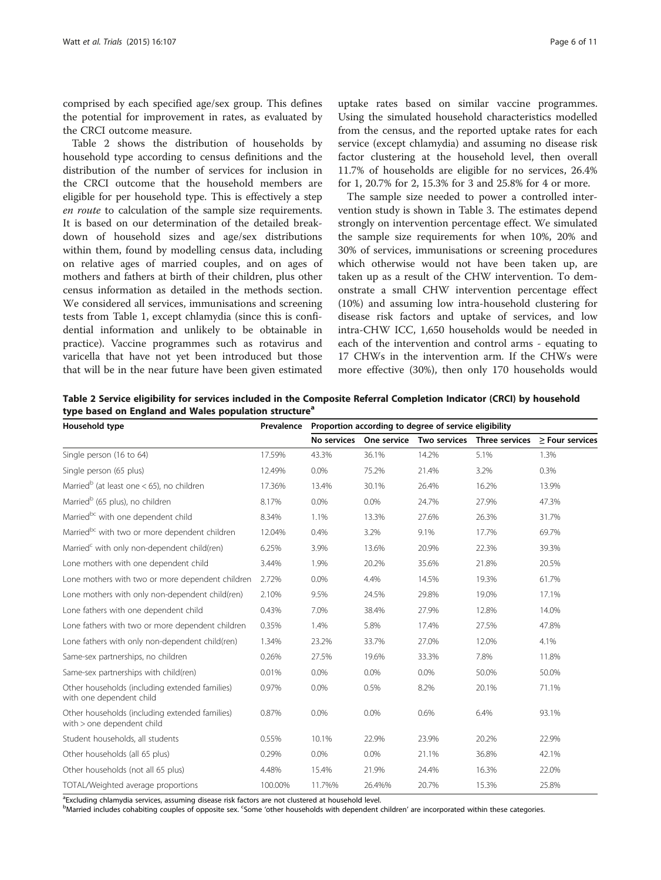comprised by each specified age/sex group. This defines the potential for improvement in rates, as evaluated by the CRCI outcome measure.

Table 2 shows the distribution of households by household type according to census definitions and the distribution of the number of services for inclusion in the CRCI outcome that the household members are eligible for per household type. This is effectively a step *en route* to calculation of the sample size requirements. It is based on our determination of the detailed breakdown of household sizes and age/sex distributions within them, found by modelling census data, including on relative ages of married couples, and on ages of mothers and fathers at birth of their children, plus other census information as detailed in the methods section. We considered all services, immunisations and screening tests from Table 1, except chlamydia (since this is confidential information and unlikely to be obtainable in practice). Vaccine programmes such as rotavirus and varicella that have not yet been introduced but those that will be in the near future have been given estimated uptake rates based on similar vaccine programmes. Using the simulated household characteristics modelled from the census, and the reported uptake rates for each service (except chlamydia) and assuming no disease risk factor clustering at the household level, then overall 11.7% of households are eligible for no services, 26.4% for 1, 20.7% for 2, 15.3% for 3 and 25.8% for 4 or more.

The sample size needed to power a controlled intervention study is shown in Table 3. The estimates depend strongly on intervention percentage effect. We simulated the sample size requirements for when 10%, 20% and 30% of services, immunisations or screening procedures which otherwise would not have been taken up, are taken up as a result of the CHW intervention. To demonstrate a small CHW intervention percentage effect (10%) and assuming low intra-household clustering for disease risk factors and uptake of services, and low intra-CHW ICC, 1,650 households would be needed in each of the intervention and control arms - equating to 17 CHWs in the intervention arm. If the CHWs were more effective (30%), then only 170 households would

**Table 2 Service eligibility for services included in the Composite Referral Completion Indicator (CRCI) by household type based on England and Wales population structure[a]**

| Household type | Prevalence | Proportion according to degree of service eligibility | | | | |
|---|---|---|---|---|---|---|
| | | No services | One service | Two services | Three services | ≥ Four services |
| Single person (16 to 64) | 17.59% | 43.3% | 36.1% | 14.2% | 5.1% | 1.3% |
| Single person (65 plus) | 12.49% | 0.0% | 75.2% | 21.4% | 3.2% | 0.3% |
| Married[b] (at least one < 65), no children | 17.36% | 13.4% | 30.1% | 26.4% | 16.2% | 13.9% |
| Married[b] (65 plus), no children | 8.17% | 0.0% | 0.0% | 24.7% | 27.9% | 47.3% |
| Married[bc] with one dependent child | 8.34% | 1.1% | 13.3% | 27.6% | 26.3% | 31.7% |
| Married[bc] with two or more dependent children | 12.04% | 0.4% | 3.2% | 9.1% | 17.7% | 69.7% |
| Married[c] with only non-dependent child(ren) | 6.25% | 3.9% | 13.6% | 20.9% | 22.3% | 39.3% |
| Lone mothers with one dependent child | 3.44% | 1.9% | 20.2% | 35.6% | 21.8% | 20.5% |
| Lone mothers with two or more dependent children | 2.72% | 0.0% | 4.4% | 14.5% | 19.3% | 61.7% |
| Lone mothers with only non-dependent child(ren) | 2.10% | 9.5% | 24.5% | 29.8% | 19.0% | 17.1% |
| Lone fathers with one dependent child | 0.43% | 7.0% | 38.4% | 27.9% | 12.8% | 14.0% |
| Lone fathers with two or more dependent children | 0.35% | 1.4% | 5.8% | 17.4% | 27.5% | 47.8% |
| Lone fathers with only non-dependent child(ren) | 1.34% | 23.2% | 33.7% | 27.0% | 12.0% | 4.1% |
| Same-sex partnerships, no children | 0.26% | 27.5% | 19.6% | 33.3% | 7.8% | 11.8% |
| Same-sex partnerships with child(ren) | 0.01% | 0.0% | 0.0% | 0.0% | 50.0% | 50.0% |
| Other households (including extended families) with one dependent child | 0.97% | 0.0% | 0.5% | 8.2% | 20.1% | 71.1% |
| Other households (including extended families) with > one dependent child | 0.87% | 0.0% | 0.0% | 0.6% | 6.4% | 93.1% |
| Student households, all students | 0.55% | 10.1% | 22.9% | 23.9% | 20.2% | 22.9% |
| Other households (all 65 plus) | 0.29% | 0.0% | 0.0% | 21.1% | 36.8% | 42.1% |
| Other households (not all 65 plus) | 4.48% | 15.4% | 21.9% | 24.4% | 16.3% | 22.0% |
| TOTAL/Weighted average proportions | 100.00% | 11.7%% | 26.4%% | 20.7% | 15.3% | 25.8% |

[a]Excluding chlamydia services, assuming disease risk factors are not clustered at household level.
[b]Married includes cohabiting couples of opposite sex. [c]Some 'other households with dependent children' are incorporated within these categories.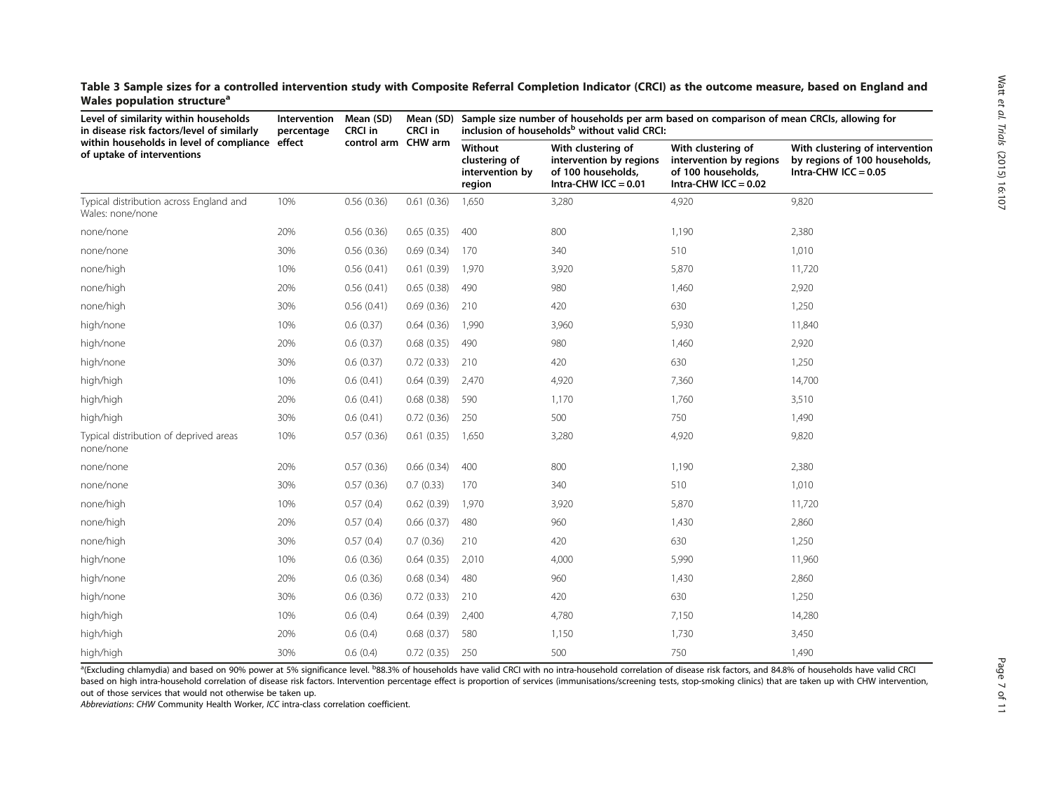**Table 3 Sample sizes for a controlled intervention study with Composite Referral Completion Indicator (CRCI) as the outcome measure, based on England and Wales population structure**[a]

| Level of similarity within households in disease risk factors/level of similarly within households in level of compliance of uptake of interventions | Intervention percentage effect | Mean (SD) CRCI in control arm | Mean (SD) CRCI in CHW arm | Sample size number of households per arm based on comparison of mean CRCIs, allowing for inclusion of households[b] without valid CRCI: | | | |
|---|---|---|---|---|---|---|---|
| | | | | Without clustering of intervention by region | With clustering of intervention by regions of 100 households, Intra-CHW ICC = 0.01 | With clustering of intervention by regions of 100 households, Intra-CHW ICC = 0.02 | With clustering of intervention by regions of 100 households, Intra-CHW ICC = 0.05 |
| Typical distribution across England and Wales: none/none | 10% | 0.56 (0.36) | 0.61 (0.36) | 1,650 | 3,280 | 4,920 | 9,820 |
| none/none | 20% | 0.56 (0.36) | 0.65 (0.35) | 400 | 800 | 1,190 | 2,380 |
| none/none | 30% | 0.56 (0.36) | 0.69 (0.34) | 170 | 340 | 510 | 1,010 |
| none/high | 10% | 0.56 (0.41) | 0.61 (0.39) | 1,970 | 3,920 | 5,870 | 11,720 |
| none/high | 20% | 0.56 (0.41) | 0.65 (0.38) | 490 | 980 | 1,460 | 2,920 |
| none/high | 30% | 0.56 (0.41) | 0.69 (0.36) | 210 | 420 | 630 | 1,250 |
| high/none | 10% | 0.6 (0.37) | 0.64 (0.36) | 1,990 | 3,960 | 5,930 | 11,840 |
| high/none | 20% | 0.6 (0.37) | 0.68 (0.35) | 490 | 980 | 1,460 | 2,920 |
| high/none | 30% | 0.6 (0.37) | 0.72 (0.33) | 210 | 420 | 630 | 1,250 |
| high/high | 10% | 0.6 (0.41) | 0.64 (0.39) | 2,470 | 4,920 | 7,360 | 14,700 |
| high/high | 20% | 0.6 (0.41) | 0.68 (0.38) | 590 | 1,170 | 1,760 | 3,510 |
| high/high | 30% | 0.6 (0.41) | 0.72 (0.36) | 250 | 500 | 750 | 1,490 |
| Typical distribution of deprived areas none/none | 10% | 0.57 (0.36) | 0.61 (0.35) | 1,650 | 3,280 | 4,920 | 9,820 |
| none/none | 20% | 0.57 (0.36) | 0.66 (0.34) | 400 | 800 | 1,190 | 2,380 |
| none/none | 30% | 0.57 (0.36) | 0.7 (0.33) | 170 | 340 | 510 | 1,010 |
| none/high | 10% | 0.57 (0.4) | 0.62 (0.39) | 1,970 | 3,920 | 5,870 | 11,720 |
| none/high | 20% | 0.57 (0.4) | 0.66 (0.37) | 480 | 960 | 1,430 | 2,860 |
| none/high | 30% | 0.57 (0.4) | 0.7 (0.36) | 210 | 420 | 630 | 1,250 |
| high/none | 10% | 0.6 (0.36) | 0.64 (0.35) | 2,010 | 4,000 | 5,990 | 11,960 |
| high/none | 20% | 0.6 (0.36) | 0.68 (0.34) | 480 | 960 | 1,430 | 2,860 |
| high/none | 30% | 0.6 (0.36) | 0.72 (0.33) | 210 | 420 | 630 | 1,250 |
| high/high | 10% | 0.6 (0.4) | 0.64 (0.39) | 2,400 | 4,780 | 7,150 | 14,280 |
| high/high | 20% | 0.6 (0.4) | 0.68 (0.37) | 580 | 1,150 | 1,730 | 3,450 |
| high/high | 30% | 0.6 (0.4) | 0.72 (0.35) | 250 | 500 | 750 | 1,490 |

[a](Excluding chlamydia) and based on 90% power at 5% significance level. [b]88.3% of households have valid CRCI with no intra-household correlation of disease risk factors, and 84.8% of households have valid CRCI based on high intra-household correlation of disease risk factors. Intervention percentage effect is proportion of services (immunisations/screening tests, stop-smoking clinics) that are taken up with CHW intervention, out of those services that would not otherwise be taken up.

*Abbreviations*: *CHW* Community Health Worker, *ICC* intra-class correlation coefficient.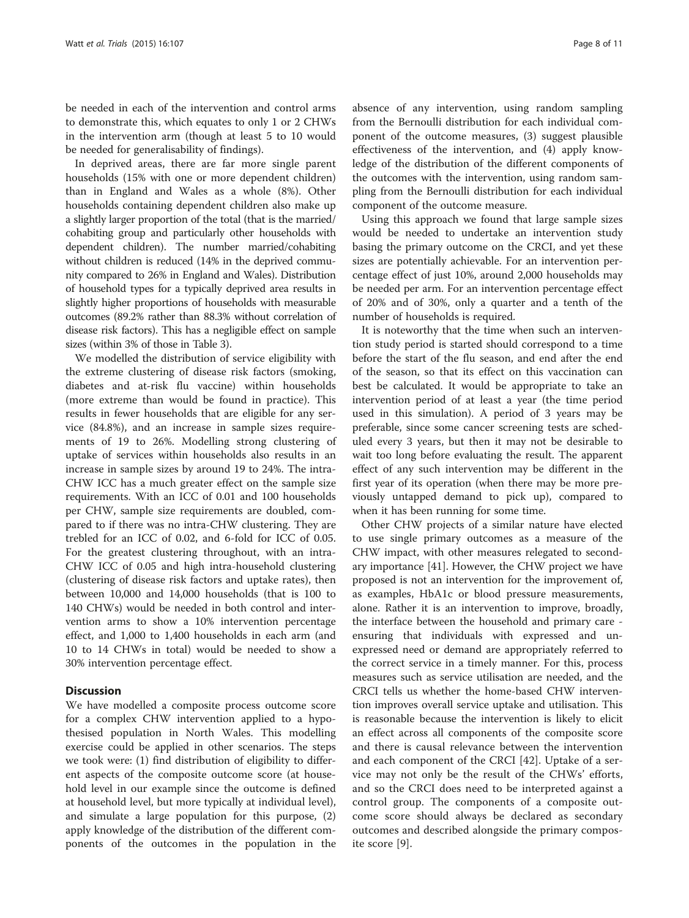be needed in each of the intervention and control arms to demonstrate this, which equates to only 1 or 2 CHWs in the intervention arm (though at least 5 to 10 would be needed for generalisability of findings).

In deprived areas, there are far more single parent households (15% with one or more dependent children) than in England and Wales as a whole (8%). Other households containing dependent children also make up a slightly larger proportion of the total (that is the married/cohabiting group and particularly other households with dependent children). The number married/cohabiting without children is reduced (14% in the deprived community compared to 26% in England and Wales). Distribution of household types for a typically deprived area results in slightly higher proportions of households with measurable outcomes (89.2% rather than 88.3% without correlation of disease risk factors). This has a negligible effect on sample sizes (within 3% of those in Table 3).

We modelled the distribution of service eligibility with the extreme clustering of disease risk factors (smoking, diabetes and at-risk flu vaccine) within households (more extreme than would be found in practice). This results in fewer households that are eligible for any service (84.8%), and an increase in sample sizes requirements of 19 to 26%. Modelling strong clustering of uptake of services within households also results in an increase in sample sizes by around 19 to 24%. The intra-CHW ICC has a much greater effect on the sample size requirements. With an ICC of 0.01 and 100 households per CHW, sample size requirements are doubled, compared to if there was no intra-CHW clustering. They are trebled for an ICC of 0.02, and 6-fold for ICC of 0.05. For the greatest clustering throughout, with an intra-CHW ICC of 0.05 and high intra-household clustering (clustering of disease risk factors and uptake rates), then between 10,000 and 14,000 households (that is 100 to 140 CHWs) would be needed in both control and intervention arms to show a 10% intervention percentage effect, and 1,000 to 1,400 households in each arm (and 10 to 14 CHWs in total) would be needed to show a 30% intervention percentage effect.

## Discussion

We have modelled a composite process outcome score for a complex CHW intervention applied to a hypothesised population in North Wales. This modelling exercise could be applied in other scenarios. The steps we took were: (1) find distribution of eligibility to different aspects of the composite outcome score (at household level in our example since the outcome is defined at household level, but more typically at individual level), and simulate a large population for this purpose, (2) apply knowledge of the distribution of the different components of the outcomes in the population in the absence of any intervention, using random sampling from the Bernoulli distribution for each individual component of the outcome measures, (3) suggest plausible effectiveness of the intervention, and (4) apply knowledge of the distribution of the different components of the outcomes with the intervention, using random sampling from the Bernoulli distribution for each individual component of the outcome measure.

Using this approach we found that large sample sizes would be needed to undertake an intervention study basing the primary outcome on the CRCI, and yet these sizes are potentially achievable. For an intervention percentage effect of just 10%, around 2,000 households may be needed per arm. For an intervention percentage effect of 20% and of 30%, only a quarter and a tenth of the number of households is required.

It is noteworthy that the time when such an intervention study period is started should correspond to a time before the start of the flu season, and end after the end of the season, so that its effect on this vaccination can best be calculated. It would be appropriate to take an intervention period of at least a year (the time period used in this simulation). A period of 3 years may be preferable, since some cancer screening tests are scheduled every 3 years, but then it may not be desirable to wait too long before evaluating the result. The apparent effect of any such intervention may be different in the first year of its operation (when there may be more previously untapped demand to pick up), compared to when it has been running for some time.

Other CHW projects of a similar nature have elected to use single primary outcomes as a measure of the CHW impact, with other measures relegated to secondary importance [41]. However, the CHW project we have proposed is not an intervention for the improvement of, as examples, HbA1c or blood pressure measurements, alone. Rather it is an intervention to improve, broadly, the interface between the household and primary care - ensuring that individuals with expressed and unexpressed need or demand are appropriately referred to the correct service in a timely manner. For this, process measures such as service utilisation are needed, and the CRCI tells us whether the home-based CHW intervention improves overall service uptake and utilisation. This is reasonable because the intervention is likely to elicit an effect across all components of the composite score and there is causal relevance between the intervention and each component of the CRCI [42]. Uptake of a service may not only be the result of the CHWs' efforts, and so the CRCI does need to be interpreted against a control group. The components of a composite outcome score should always be declared as secondary outcomes and described alongside the primary composite score [9].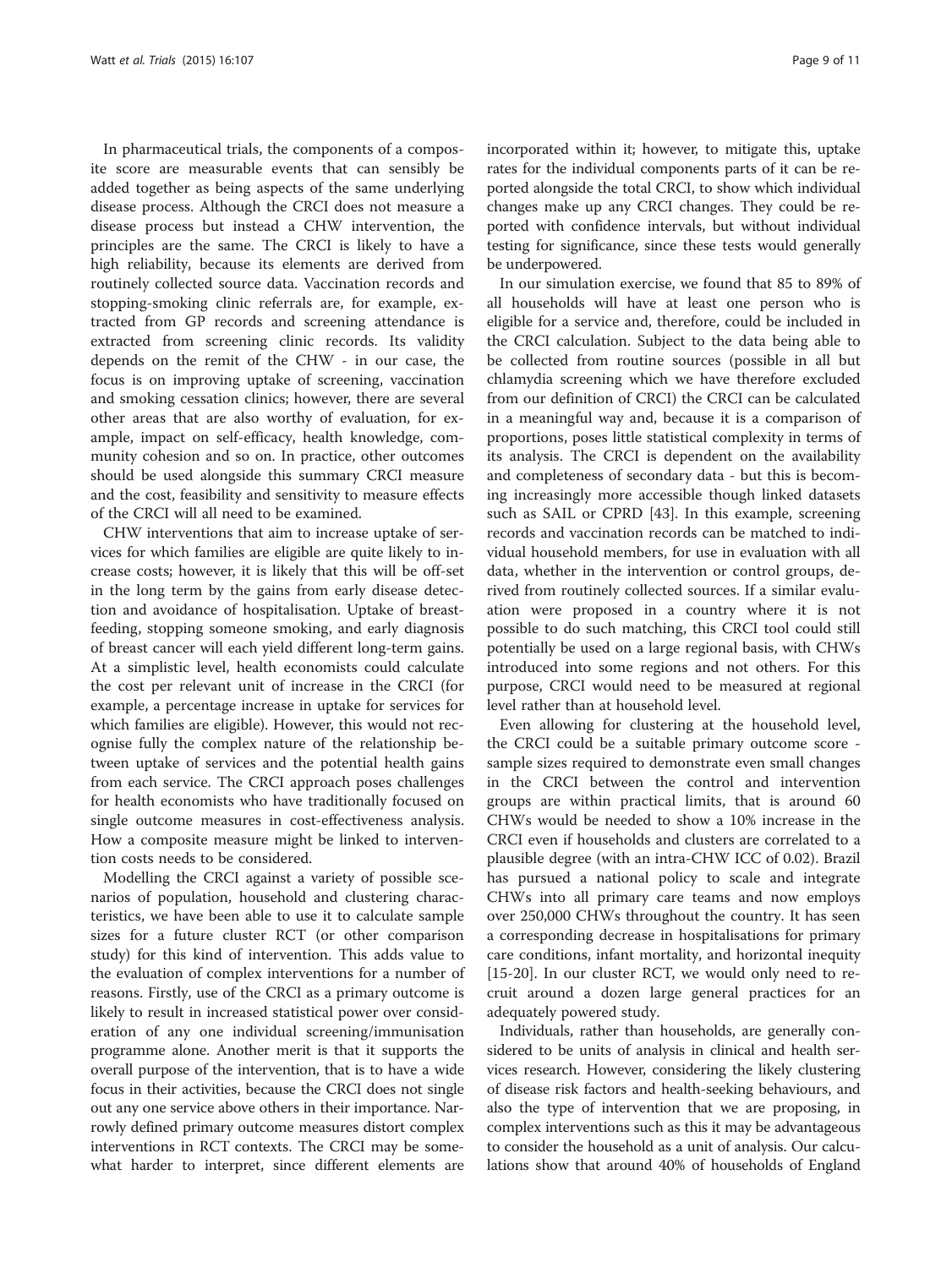In pharmaceutical trials, the components of a composite score are measurable events that can sensibly be added together as being aspects of the same underlying disease process. Although the CRCI does not measure a disease process but instead a CHW intervention, the principles are the same. The CRCI is likely to have a high reliability, because its elements are derived from routinely collected source data. Vaccination records and stopping-smoking clinic referrals are, for example, extracted from GP records and screening attendance is extracted from screening clinic records. Its validity depends on the remit of the CHW - in our case, the focus is on improving uptake of screening, vaccination and smoking cessation clinics; however, there are several other areas that are also worthy of evaluation, for example, impact on self-efficacy, health knowledge, community cohesion and so on. In practice, other outcomes should be used alongside this summary CRCI measure and the cost, feasibility and sensitivity to measure effects of the CRCI will all need to be examined.

CHW interventions that aim to increase uptake of services for which families are eligible are quite likely to increase costs; however, it is likely that this will be off-set in the long term by the gains from early disease detection and avoidance of hospitalisation. Uptake of breastfeeding, stopping someone smoking, and early diagnosis of breast cancer will each yield different long-term gains. At a simplistic level, health economists could calculate the cost per relevant unit of increase in the CRCI (for example, a percentage increase in uptake for services for which families are eligible). However, this would not recognise fully the complex nature of the relationship between uptake of services and the potential health gains from each service. The CRCI approach poses challenges for health economists who have traditionally focused on single outcome measures in cost-effectiveness analysis. How a composite measure might be linked to intervention costs needs to be considered.

Modelling the CRCI against a variety of possible scenarios of population, household and clustering characteristics, we have been able to use it to calculate sample sizes for a future cluster RCT (or other comparison study) for this kind of intervention. This adds value to the evaluation of complex interventions for a number of reasons. Firstly, use of the CRCI as a primary outcome is likely to result in increased statistical power over consideration of any one individual screening/immunisation programme alone. Another merit is that it supports the overall purpose of the intervention, that is to have a wide focus in their activities, because the CRCI does not single out any one service above others in their importance. Narrowly defined primary outcome measures distort complex interventions in RCT contexts. The CRCI may be somewhat harder to interpret, since different elements are incorporated within it; however, to mitigate this, uptake rates for the individual components parts of it can be reported alongside the total CRCI, to show which individual changes make up any CRCI changes. They could be reported with confidence intervals, but without individual testing for significance, since these tests would generally be underpowered.

In our simulation exercise, we found that 85 to 89% of all households will have at least one person who is eligible for a service and, therefore, could be included in the CRCI calculation. Subject to the data being able to be collected from routine sources (possible in all but chlamydia screening which we have therefore excluded from our definition of CRCI) the CRCI can be calculated in a meaningful way and, because it is a comparison of proportions, poses little statistical complexity in terms of its analysis. The CRCI is dependent on the availability and completeness of secondary data - but this is becoming increasingly more accessible though linked datasets such as SAIL or CPRD [43]. In this example, screening records and vaccination records can be matched to individual household members, for use in evaluation with all data, whether in the intervention or control groups, derived from routinely collected sources. If a similar evaluation were proposed in a country where it is not possible to do such matching, this CRCI tool could still potentially be used on a large regional basis, with CHWs introduced into some regions and not others. For this purpose, CRCI would need to be measured at regional level rather than at household level.

Even allowing for clustering at the household level, the CRCI could be a suitable primary outcome score - sample sizes required to demonstrate even small changes in the CRCI between the control and intervention groups are within practical limits, that is around 60 CHWs would be needed to show a 10% increase in the CRCI even if households and clusters are correlated to a plausible degree (with an intra-CHW ICC of 0.02). Brazil has pursued a national policy to scale and integrate CHWs into all primary care teams and now employs over 250,000 CHWs throughout the country. It has seen a corresponding decrease in hospitalisations for primary care conditions, infant mortality, and horizontal inequity [15-20]. In our cluster RCT, we would only need to recruit around a dozen large general practices for an adequately powered study.

Individuals, rather than households, are generally considered to be units of analysis in clinical and health services research. However, considering the likely clustering of disease risk factors and health-seeking behaviours, and also the type of intervention that we are proposing, in complex interventions such as this it may be advantageous to consider the household as a unit of analysis. Our calculations show that around 40% of households of England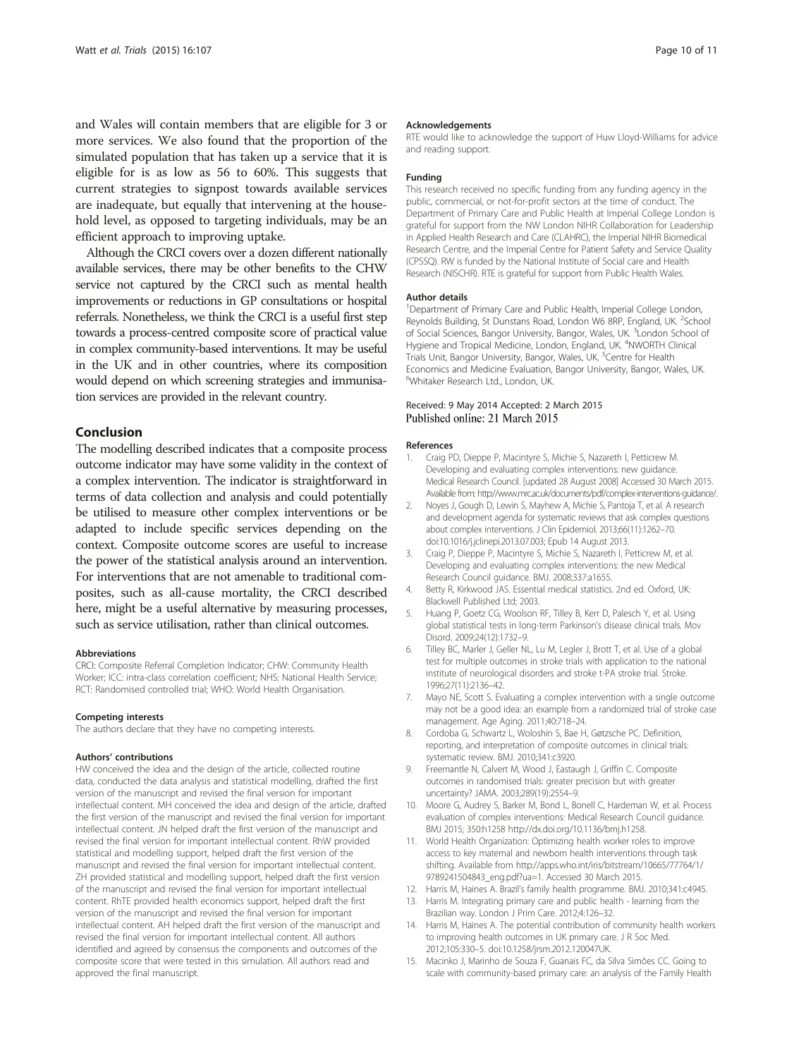and Wales will contain members that are eligible for 3 or more services. We also found that the proportion of the simulated population that has taken up a service that it is eligible for is as low as 56 to 60%. This suggests that current strategies to signpost towards available services are inadequate, but equally that intervening at the household level, as opposed to targeting individuals, may be an efficient approach to improving uptake.

Although the CRCI covers over a dozen different nationally available services, there may be other benefits to the CHW service not captured by the CRCI such as mental health improvements or reductions in GP consultations or hospital referrals. Nonetheless, we think the CRCI is a useful first step towards a process-centred composite score of practical value in complex community-based interventions. It may be useful in the UK and in other countries, where its composition would depend on which screening strategies and immunisation services are provided in the relevant country.

## Conclusion

The modelling described indicates that a composite process outcome indicator may have some validity in the context of a complex intervention. The indicator is straightforward in terms of data collection and analysis and could potentially be utilised to measure other complex interventions or be adapted to include specific services depending on the context. Composite outcome scores are useful to increase the power of the statistical analysis around an intervention. For interventions that are not amenable to traditional composites, such as all-cause mortality, the CRCI described here, might be a useful alternative by measuring processes, such as service utilisation, rather than clinical outcomes.

#### Abbreviations

CRCI: Composite Referral Completion Indicator; CHW: Community Health Worker; ICC: intra-class correlation coefficient; NHS: National Health Service; RCT: Randomised controlled trial; WHO: World Health Organisation.

#### Competing interests

The authors declare that they have no competing interests.

#### Authors' contributions

HW conceived the idea and the design of the article, collected routine data, conducted the data analysis and statistical modelling, drafted the first version of the manuscript and revised the final version for important intellectual content. MH conceived the idea and design of the article, drafted the first version of the manuscript and revised the final version for important intellectual content. JN helped draft the first version of the manuscript and revised the final version for important intellectual content. RhW provided statistical and modelling support, helped draft the first version of the manuscript and revised the final version for important intellectual content. ZH provided statistical and modelling support, helped draft the first version of the manuscript and revised the final version for important intellectual content. RhTE provided health economics support, helped draft the first version of the manuscript and revised the final version for important intellectual content. AH helped draft the first version of the manuscript and revised the final version for important intellectual content. All authors identified and agreed by consensus the components and outcomes of the composite score that were tested in this simulation. All authors read and approved the final manuscript.

#### Acknowledgements

RTE would like to acknowledge the support of Huw Lloyd-Williams for advice and reading support.

#### Funding

This research received no specific funding from any funding agency in the public, commercial, or not-for-profit sectors at the time of conduct. The Department of Primary Care and Public Health at Imperial College London is grateful for support from the NW London NIHR Collaboration for Leadership in Applied Health Research and Care (CLAHRC), the Imperial NIHR Biomedical Research Centre, and the Imperial Centre for Patient Safety and Service Quality (CPSSQ). RW is funded by the National Institute of Social care and Health Research (NISCHR). RTE is grateful for support from Public Health Wales.

#### Author details

[1]Department of Primary Care and Public Health, Imperial College London, Reynolds Building, St Dunstans Road, London W6 8RP, England, UK. [2]School of Social Sciences, Bangor University, Bangor, Wales, UK. [3]London School of Hygiene and Tropical Medicine, London, England, UK. [4]NWORTH Clinical Trials Unit, Bangor University, Bangor, Wales, UK. [5]Centre for Health Economics and Medicine Evaluation, Bangor University, Bangor, Wales, UK. [6]Whitaker Research Ltd., London, UK.

Received: 9 May 2014 Accepted: 2 March 2015
Published online: 21 March 2015

#### References

1. Craig PD, Dieppe P, Macintyre S, Michie S, Nazareth I, Petticrew M. Developing and evaluating complex interventions: new guidance. Medical Research Council. [updated 28 August 2008] Accessed 30 March 2015. Available from: http://www.mrc.ac.uk/documents/pdf/complex-interventions-guidance/.
2. Noyes J, Gough D, Lewin S, Mayhew A, Michie S, Pantoja T, et al. A research and development agenda for systematic reviews that ask complex questions about complex interventions. J Clin Epidemiol. 2013;66(11):1262–70. doi:10.1016/j.jclinepi.2013.07.003; Epub 14 August 2013.
3. Craig P, Dieppe P, Macintyre S, Michie S, Nazareth I, Petticrew M, et al. Developing and evaluating complex interventions: the new Medical Research Council guidance. BMJ. 2008;337:a1655.
4. Betty R, Kirkwood JAS. Essential medical statistics. 2nd ed. Oxford, UK: Blackwell Published Ltd; 2003.
5. Huang P, Goetz CG, Woolson RF, Tilley B, Kerr D, Palesch Y, et al. Using global statistical tests in long-term Parkinson's disease clinical trials. Mov Disord. 2009;24(12):1732–9.
6. Tilley BC, Marler J, Geller NL, Lu M, Legler J, Brott T, et al. Use of a global test for multiple outcomes in stroke trials with application to the national institute of neurological disorders and stroke t-PA stroke trial. Stroke. 1996;27(11):2136–42.
7. Mayo NE, Scott S. Evaluating a complex intervention with a single outcome may not be a good idea: an example from a randomized trial of stroke case management. Age Aging. 2011;40:718–24.
8. Cordoba G, Schwartz L, Woloshin S, Bae H, Gøtzsche PC. Definition, reporting, and interpretation of composite outcomes in clinical trials: systematic review. BMJ. 2010;341:c3920.
9. Freemantle N, Calvert M, Wood J, Eastaugh J, Griffin C. Composite outcomes in randomised trials: greater precision but with greater uncertainty? JAMA. 2003;289(19):2554–9.
10. Moore G, Audrey S, Barker M, Bond L, Bonell C, Hardeman W, et al. Process evaluation of complex interventions: Medical Research Council guidance. BMJ 2015; 350:h1258 http://dx.doi.org/10.1136/bmj.h1258.
11. World Health Organization: Optimizing health worker roles to improve access to key maternal and newborn health interventions through task shifting. Available from http://apps.who.int/iris/bitstream/10665/77764/1/9789241504843_eng.pdf?ua=1. Accessed 30 March 2015.
12. Harris M, Haines A. Brazil's family health programme. BMJ. 2010;341:c4945.
13. Harris M. Integrating primary care and public health - learning from the Brazilian way. London J Prim Care. 2012;4:126–32.
14. Harris M, Haines A. The potential contribution of community health workers to improving health outcomes in UK primary care. J R Soc Med. 2012;105:330–5. doi:10.1258/jrsm.2012.120047UK.
15. Macinko J, Marinho de Souza F, Guanais FC, da Silva Simões CC. Going to scale with community-based primary care: an analysis of the Family Health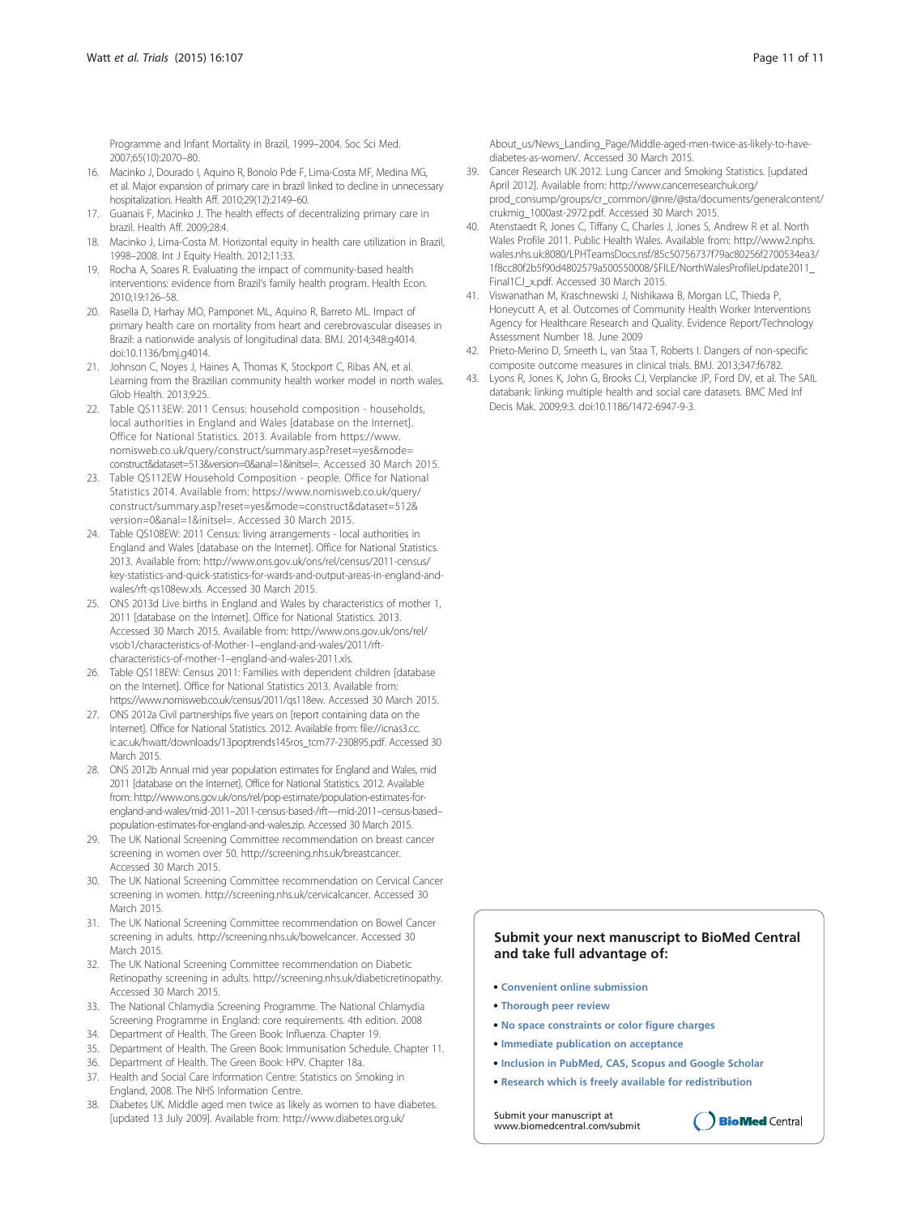Programme and Infant Mortality in Brazil, 1999–2004. Soc Sci Med. 2007;65(10):2070–80.

16. Macinko J, Dourado I, Aquino R, Bonolo Pde F, Lima-Costa MF, Medina MG, et al. Major expansion of primary care in brazil linked to decline in unnecessary hospitalization. Health Aff. 2010;29(12):2149–60.
17. Guanais F, Macinko J. The health effects of decentralizing primary care in brazil. Health Aff. 2009;28:4.
18. Macinko J, Lima-Costa M. Horizontal equity in health care utilization in Brazil, 1998–2008. Int J Equity Health. 2012;11:33.
19. Rocha A, Soares R. Evaluating the impact of community-based health interventions: evidence from Brazil's family health program. Health Econ. 2010;19:126–58.
20. Rasella D, Harhay MO, Pamponet ML, Aquino R, Barreto ML. Impact of primary health care on mortality from heart and cerebrovascular diseases in Brazil: a nationwide analysis of longitudinal data. BMJ. 2014;348:g4014. doi:10.1136/bmj.g4014.
21. Johnson C, Noyes J, Haines A, Thomas K, Stockport C, Ribas AN, et al. Learning from the Brazilian community health worker model in north wales. Glob Health. 2013;9:25.
22. Table QS113EW: 2011 Census: household composition - households, local authorities in England and Wales [database on the Internet]. Office for National Statistics. 2013. Available from https://www.nomisweb.co.uk/query/construct/summary.asp?reset=yes&mode=construct&dataset=513&version=0&anal=1&initsel=. Accessed 30 March 2015.
23. Table QS112EW Household Composition - people. Office for National Statistics 2014. Available from: https://www.nomisweb.co.uk/query/construct/summary.asp?reset=yes&mode=construct&dataset=512&version=0&anal=1&initsel=. Accessed 30 March 2015.
24. Table QS108EW: 2011 Census: living arrangements - local authorities in England and Wales [database on the Internet]. Office for National Statistics. 2013. Available from: http://www.ons.gov.uk/ons/rel/census/2011-census/key-statistics-and-quick-statistics-for-wards-and-output-areas-in-england-and-wales/rft-qs108ew.xls. Accessed 30 March 2015.
25. ONS 2013d Live births in England and Wales by characteristics of mother 1, 2011 [database on the Internet]. Office for National Statistics. 2013. Accessed 30 March 2015. Available from: http://www.ons.gov.uk/ons/rel/vsob1/characteristics-of-Mother-1–england-and-wales/2011/rft-characteristics-of-mother-1–england-and-wales-2011.xls.
26. Table QS118EW: Census 2011: Families with dependent children [database on the Internet]. Office for National Statistics 2013. Available from: https://www.nomisweb.co.uk/census/2011/qs118ew. Accessed 30 March 2015.
27. ONS 2012a Civil partnerships five years on [report containing data on the Internet]. Office for National Statistics. 2012. Available from: file://icnas3.cc.ic.ac.uk/hwatt/downloads/13poptrends145ros_tcm77-230895.pdf. Accessed 30 March 2015.
28. ONS 2012b Annual mid year population estimates for England and Wales, mid 2011 [database on the Internet]. Office for National Statistics. 2012. Available from: http://www.ons.gov.uk/ons/rel/pop-estimate/population-estimates-for-england-and-wales/mid-2011–2011-census-based-/rft—mid-2011–census-based–population-estimates-for-england-and-wales.zip. Accessed 30 March 2015.
29. The UK National Screening Committee recommendation on breast cancer screening in women over 50. http://screening.nhs.uk/breastcancer. Accessed 30 March 2015.
30. The UK National Screening Committee recommendation on Cervical Cancer screening in women. http://screening.nhs.uk/cervicalcancer. Accessed 30 March 2015.
31. The UK National Screening Committee recommendation on Bowel Cancer screening in adults. http://screening.nhs.uk/bowelcancer. Accessed 30 March 2015.
32. The UK National Screening Committee recommendation on Diabetic Retinopathy screening in adults. http://screening.nhs.uk/diabeticretinopathy. Accessed 30 March 2015.
33. The National Chlamydia Screening Programme. The National Chlamydia Screening Programme in England: core requirements. 4th edition. 2008
34. Department of Health. The Green Book: Influenza. Chapter 19.
35. Department of Health. The Green Book: Immunisation Schedule. Chapter 11.
36. Department of Health. The Green Book: HPV. Chapter 18a.
37. Health and Social Care Information Centre: Statistics on Smoking in England, 2008. The NHS Information Centre.
38. Diabetes UK. Middle aged men twice as likely as women to have diabetes. [updated 13 July 2009]. Available from: http://www.diabetes.org.uk/About_us/News_Landing_Page/Middle-aged-men-twice-as-likely-to-have-diabetes-as-women/. Accessed 30 March 2015.
39. Cancer Research UK 2012. Lung Cancer and Smoking Statistics. [updated April 2012]. Available from: http://www.cancerresearchuk.org/prod_consump/groups/cr_common/@nre/@sta/documents/generalcontent/crukmig_1000ast-2972.pdf. Accessed 30 March 2015.
40. Atenstaedt R, Jones C, Tiffany C, Charles J, Jones S, Andrew R et al. North Wales Profile 2011. Public Health Wales. Available from: http://www2.nphs.wales.nhs.uk:8080/LPHTeamsDocs.nsf/85c50756737f79ac80256f2700534ea3/1f8cc80f2b5f90d4802579a500550008/$FILE/NorthWalesProfileUpdate2011_Final1CJ_x.pdf. Accessed 30 March 2015.
41. Viswanathan M, Kraschnewski J, Nishikawa B, Morgan LC, Thieda P, Honeycutt A, et al. Outcomes of Community Health Worker Interventions Agency for Healthcare Research and Quality. Evidence Report/Technology Assessment Number 18. June 2009
42. Prieto-Merino D, Smeeth L, van Staa T, Roberts I. Dangers of non-specific composite outcome measures in clinical trials. BMJ. 2013;347:f6782.
43. Lyons R, Jones K, John G, Brooks CJ, Verplancke JP, Ford DV, et al. The SAIL databank: linking multiple health and social care datasets. BMC Med Inf Decis Mak. 2009;9:3. doi:10.1186/1472-6947-9-3.

**Submit your next manuscript to BioMed Central and take full advantage of:**

- **Convenient online submission**
- **Thorough peer review**
- **No space constraints or color figure charges**
- **Immediate publication on acceptance**
- **Inclusion in PubMed, CAS, Scopus and Google Scholar**
- **Research which is freely available for redistribution**

Submit your manuscript at
www.biomedcentral.com/submit

BioMed Central